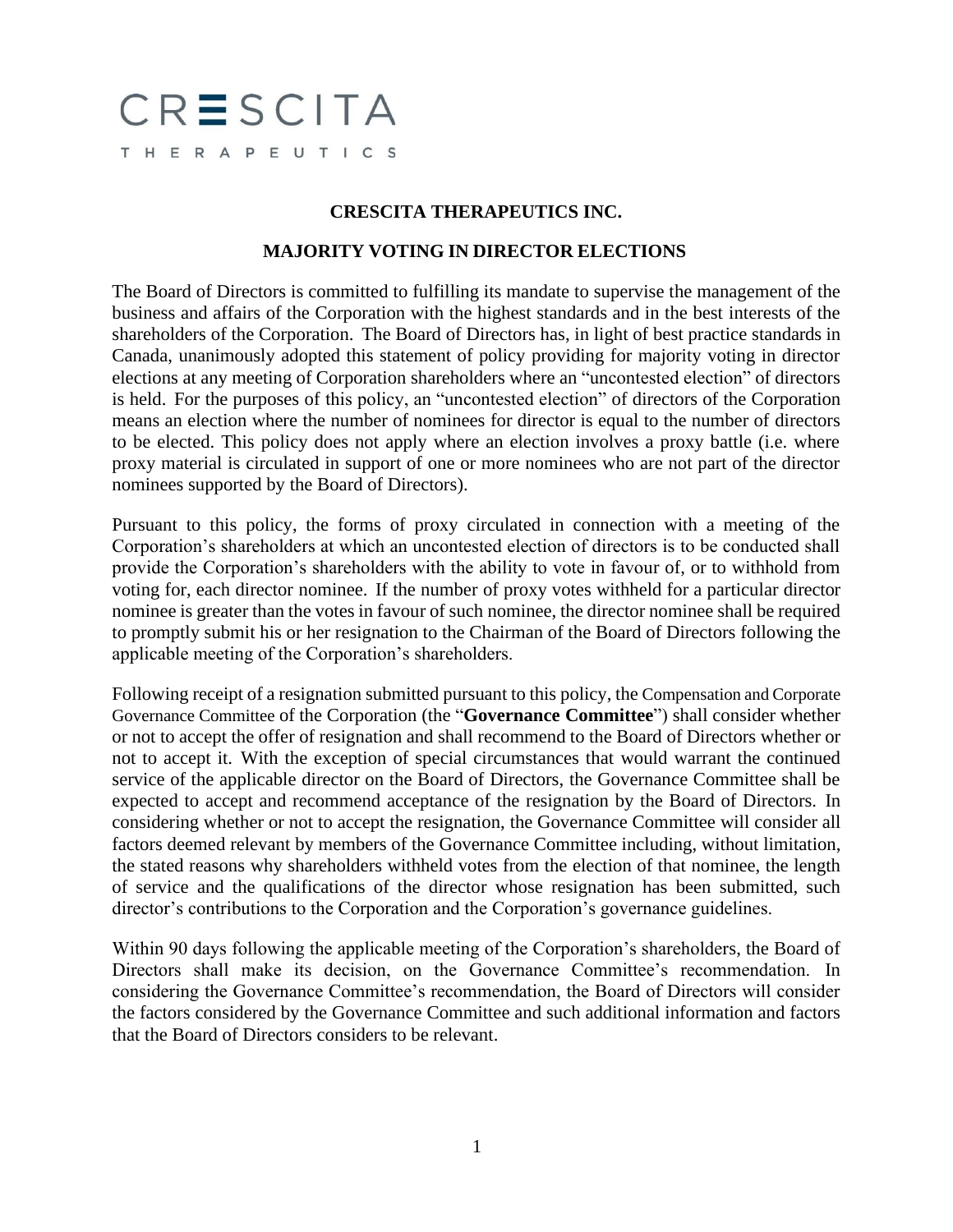CRESCITA

THERAPEUTICS

## CRESCITA THERAPEUTICS INC.

## MAJORITY VOTING IN DIRECTOR ELECTIONS

The Board of Directors is committed to fulfilling its mandate to supervise the management of the business and affairs of the Corporation with the highest standards and in the best interests of the shareholders of the Corporation. The Board of Directors has, in light of best practice standards in Canada, unanimously adopted this statement of policy providing for majority voting in director elections at any meeting of Corporation shareholders where an "uncontested election" of directors is held. For the purposes of this policy, an "uncontested election" of directors of the Corporation means an election where the number of nominees for director is equal to the number of directors to be elected. This policy does not apply where an election involves a proxy battle (i.e. where proxy material is circulated in support of one or more nominees who are not part of the director nominees supported by the Board of Directors).

Pursuant to this policy, the forms of proxy circulated in connection with a meeting of the Corporation's shareholders at which an uncontested election of directors is to be conducted shall provide the Corporation's shareholders with the ability to vote in favour of, or to withhold from voting for, each director nominee. If the number of proxy votes withheld for a particular director nominee is greater than the votes in favour of such nominee, the director nominee shall be required to promptly submit his or her resignation to the Chairman of the Board of Directors following the applicable meeting of the Corporation's shareholders.

Following receipt of a resignation submitted pursuant to this policy, the Compensation and Corporate Governance Committee of the Corporation (the "**Governance Committee**") shall consider whether or not to accept the offer of resignation and shall recommend to the Board of Directors whether or not to accept it. With the exception of special circumstances that would warrant the continued service of the applicable director on the Board of Directors, the Governance Committee shall be expected to accept and recommend acceptance of the resignation by the Board of Directors. In considering whether or not to accept the resignation, the Governance Committee will consider all factors deemed relevant by members of the Governance Committee including, without limitation, the stated reasons why shareholders withheld votes from the election of that nominee, the length of service and the qualifications of the director whose resignation has been submitted, such director's contributions to the Corporation and the Corporation's governance guidelines.

Within 90 days following the applicable meeting of the Corporation's shareholders, the Board of Directors shall make its decision, on the Governance Committee's recommendation. In considering the Governance Committee's recommendation, the Board of Directors will consider the factors considered by the Governance Committee and such additional information and factors that the Board of Directors considers to be relevant.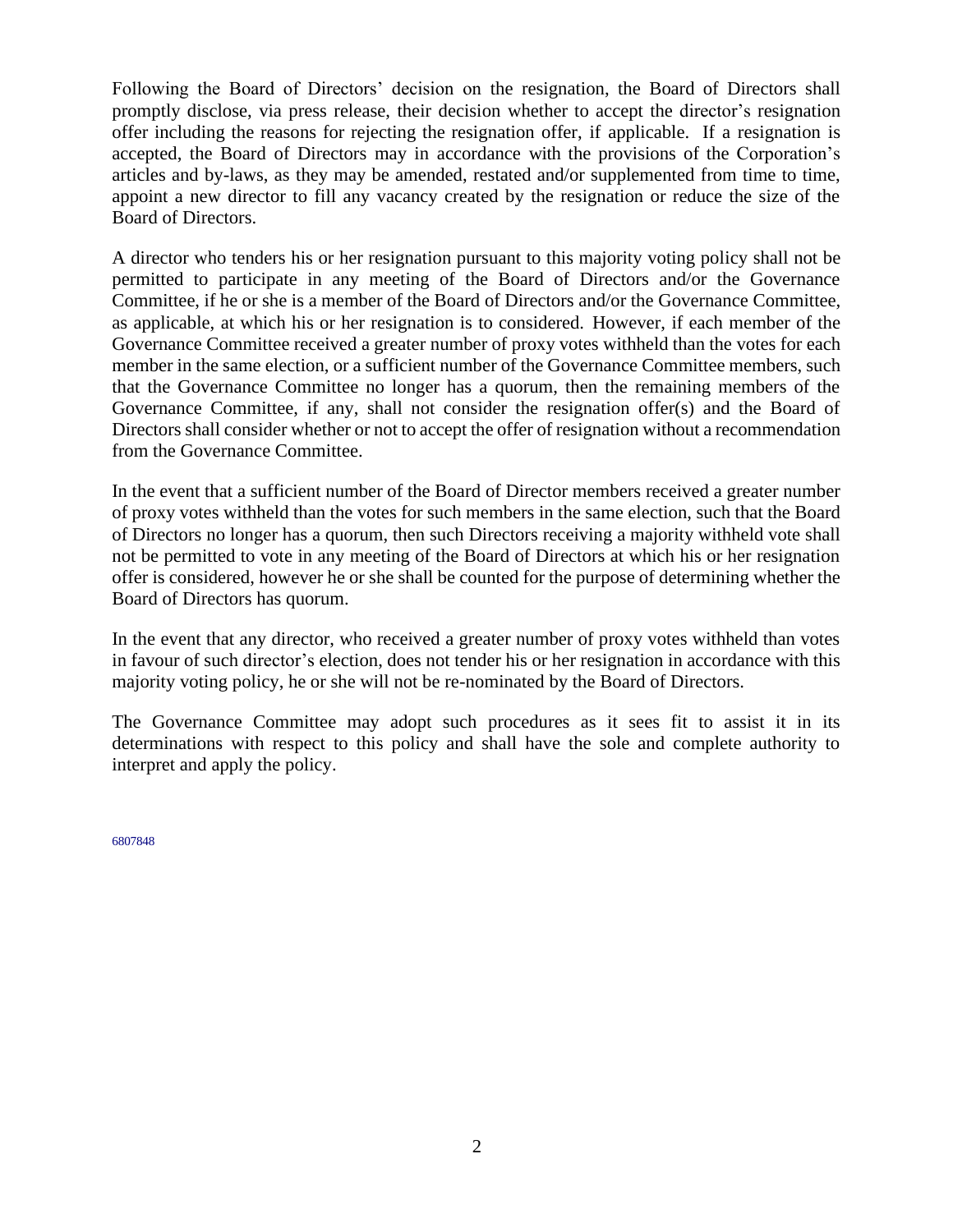Following the Board of Directors' decision on the resignation, the Board of Directors shall promptly disclose, via press release, their decision whether to accept the director's resignation offer including the reasons for rejecting the resignation offer, if applicable. If a resignation is accepted, the Board of Directors may in accordance with the provisions of the Corporation's articles and by-laws, as they may be amended, restated and/or supplemented from time to time, appoint a new director to fill any vacancy created by the resignation or reduce the size of the Board of Directors.

A director who tenders his or her resignation pursuant to this majority voting policy shall not be permitted to participate in any meeting of the Board of Directors and/or the Governance Committee, if he or she is a member of the Board of Directors and/or the Governance Committee, as applicable, at which his or her resignation is to considered. However, if each member of the Governance Committee received a greater number of proxy votes withheld than the votes for each member in the same election, or a sufficient number of the Governance Committee members, such that the Governance Committee no longer has a quorum, then the remaining members of the Governance Committee, if any, shall not consider the resignation offer(s) and the Board of Directors shall consider whether or not to accept the offer of resignation without a recommendation from the Governance Committee.

In the event that a sufficient number of the Board of Director members received a greater number of proxy votes withheld than the votes for such members in the same election, such that the Board of Directors no longer has a quorum, then such Directors receiving a majority withheld vote shall not be permitted to vote in any meeting of the Board of Directors at which his or her resignation offer is considered, however he or she shall be counted for the purpose of determining whether the Board of Directors has quorum.

In the event that any director, who received a greater number of proxy votes withheld than votes in favour of such director's election, does not tender his or her resignation in accordance with this majority voting policy, he or she will not be re-nominated by the Board of Directors.

The Governance Committee may adopt such procedures as it sees fit to assist it in its determinations with respect to this policy and shall have the sole and complete authority to interpret and apply the policy.

6807848